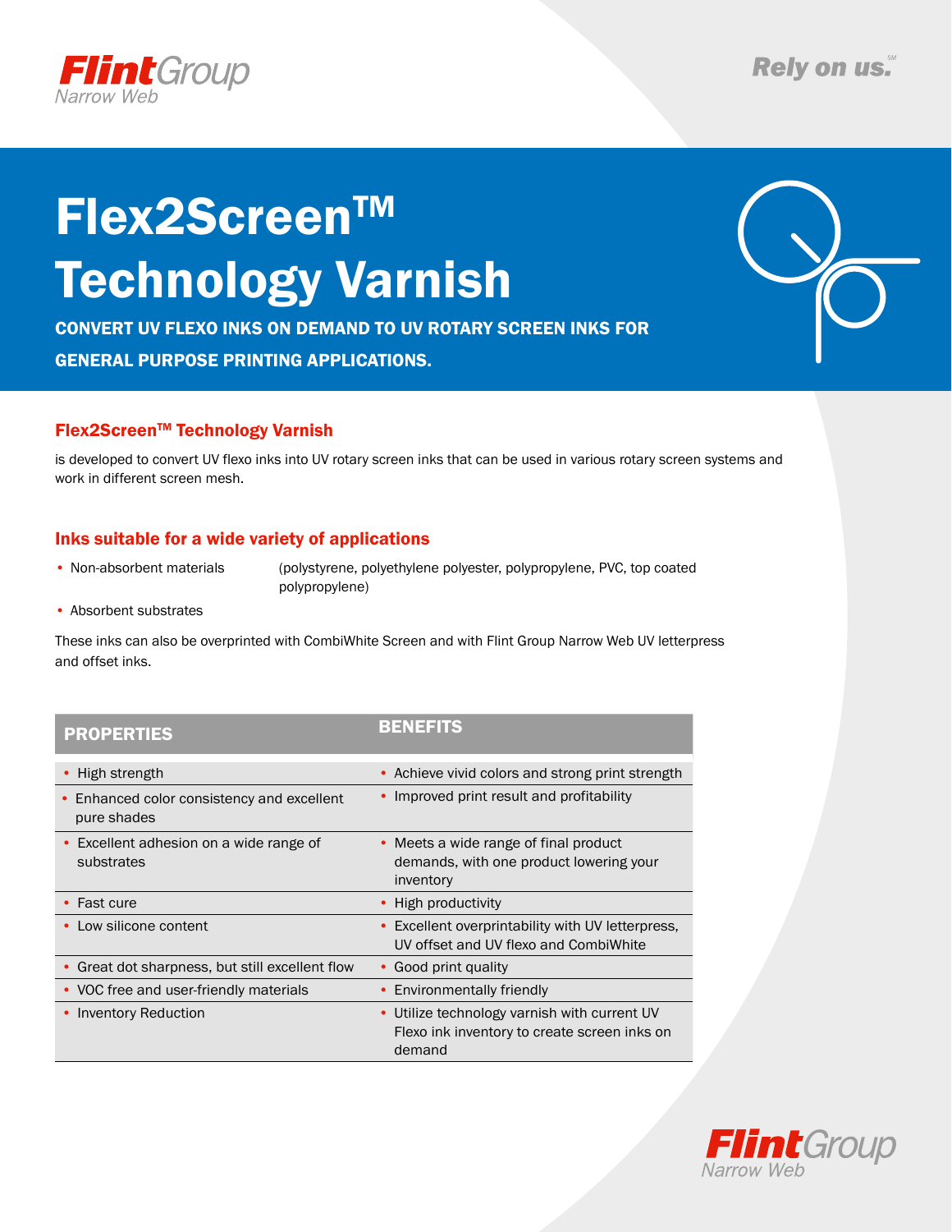# Flex2Screen™ Technology Varnish

**CONVERT UV FLEXO INKS ON DEMAND TO UV ROTARY SCREEN INKS FOR GENERAL PURPOSE PRINTING APPLICATIONS.**

## Flex2Screen™ Technology Varnish

is developed to convert UV flexo inks into UV rotary screen inks that can be used in various rotary screen systems and work in different screen mesh.

## Inks suitable for a wide variety of applications

- Non-absorbent materials (polystyrene, polyethylene polyester, polypropylene, PVC, top coated polypropylene)
- Absorbent substrates

These inks can also be overprinted with CombiWhite Screen and with Flint Group Narrow Web UV letterpress and offset inks.

| PROPERTIES | BENEFITS |
|---|---|
| • High strength | • Achieve vivid colors and strong print strength |
| • Enhanced color consistency and excellent pure shades | • Improved print result and profitability |
| • Excellent adhesion on a wide range of substrates | • Meets a wide range of final product demands, with one product lowering your inventory |
| • Fast cure | • High productivity |
| • Low silicone content | • Excellent overprintability with UV letterpress, UV offset and UV flexo and CombiWhite |
| • Great dot sharpness, but still excellent flow | • Good print quality |
| • VOC free and user-friendly materials | • Environmentally friendly |
| • Inventory Reduction | • Utilize technology varnish with current UV Flexo ink inventory to create screen inks on demand |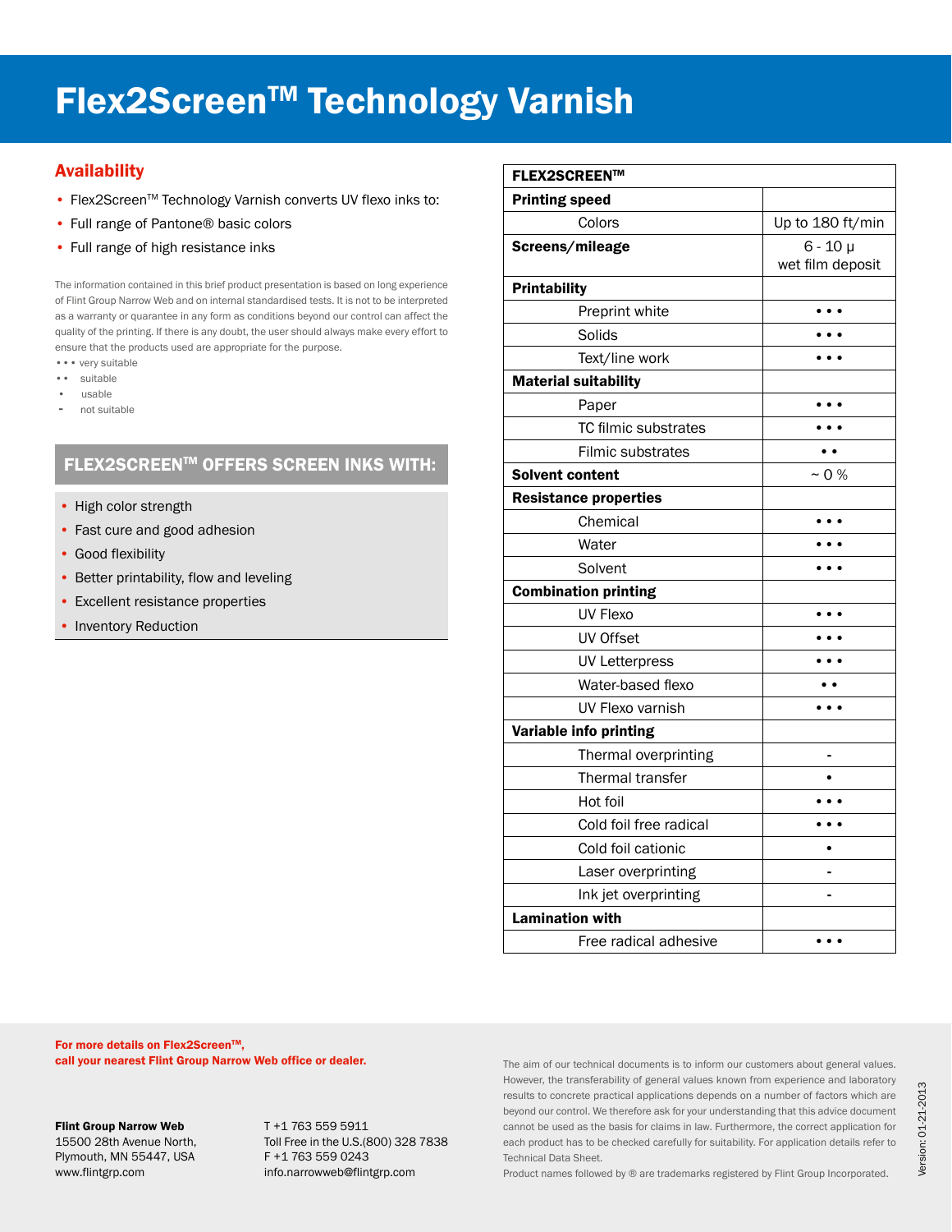# Flex2Screen™ Technology Varnish

## Availability

- Flex2Screen™ Technology Varnish converts UV flexo inks to:
- Full range of Pantone® basic colors
- Full range of high resistance inks

The information contained in this brief product presentation is based on long experience of Flint Group Narrow Web and on internal standardised tests. It is not to be interpreted as a warranty or guarantee in any form as conditions beyond our control can affect the quality of the printing. If there is any doubt, the user should always make every effort to ensure that the products used are appropriate for the purpose.

• • • very suitable
• • suitable
• usable
- not suitable

## FLEX2SCREEN™ OFFERS SCREEN INKS WITH:

- High color strength
- Fast cure and good adhesion
- Good flexibility
- Better printability, flow and leveling
- Excellent resistance properties
- Inventory Reduction

| **FLEX2SCREEN™** | |
|---|---|
| **Printing speed** | |
| Colors | Up to 180 ft/min |
| **Screens/mileage** | 6 - 10 µ wet film deposit |
| **Printability** | |
| Preprint white | • • • |
| Solids | • • • |
| Text/line work | • • • |
| **Material suitability** | |
| Paper | • • • |
| TC filmic substrates | • • • |
| Filmic substrates | • • |
| **Solvent content** | ~ 0 % |
| **Resistance properties** | |
| Chemical | • • • |
| Water | • • • |
| Solvent | • • • |
| **Combination printing** | |
| UV Flexo | • • • |
| UV Offset | • • • |
| UV Letterpress | • • • |
| Water-based flexo | • • |
| UV Flexo varnish | • • • |
| **Variable info printing** | |
| Thermal overprinting | - |
| Thermal transfer | • |
| Hot foil | • • • |
| Cold foil free radical | • • • |
| Cold foil cationic | • |
| Laser overprinting | - |
| Ink jet overprinting | - |
| **Lamination with** | |
| Free radical adhesive | • • • |

**For more details on Flex2Screen™, call your nearest Flint Group Narrow Web office or dealer.**

**Flint Group Narrow Web**
15500 28th Avenue North,
Plymouth, MN 55447, USA
www.flintgrp.com

T +1 763 559 5911
Toll Free in the U.S.(800) 328 7838
F +1 763 559 0243
info.narrowweb@flintgrp.com

The aim of our technical documents is to inform our customers about general values. However, the transferability of general values known from experience and laboratory results to concrete practical applications depends on a number of factors which are beyond our control. We therefore ask for your understanding that this advice document cannot be used as the basis for claims in law. Furthermore, the correct application for each product has to be checked carefully for suitability. For application details refer to Technical Data Sheet.
Product names followed by ® are trademarks registered by Flint Group Incorporated.

Version: 01-21-2013